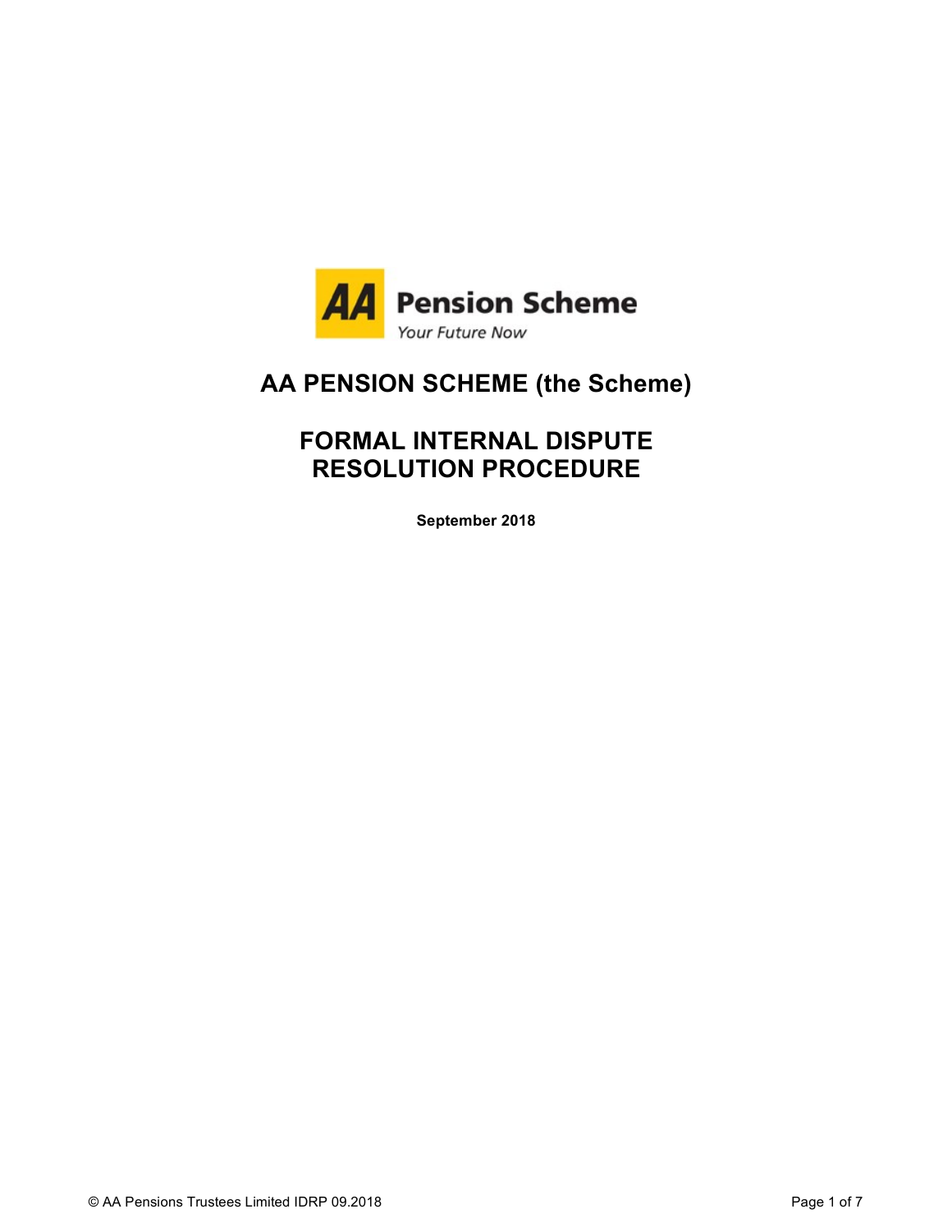AA Pension Scheme

*Your Future Now*

# AA PENSION SCHEME (the Scheme)

# FORMAL INTERNAL DISPUTE RESOLUTION PROCEDURE

**September 2018**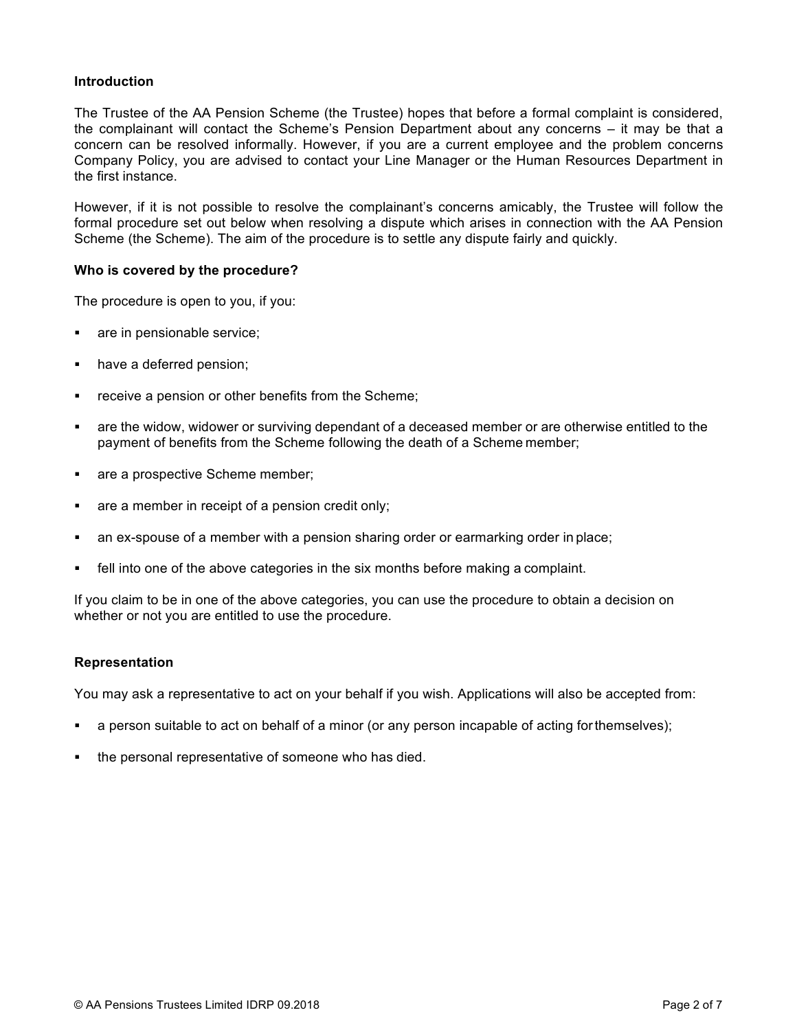**Introduction**

The Trustee of the AA Pension Scheme (the Trustee) hopes that before a formal complaint is considered, the complainant will contact the Scheme's Pension Department about any concerns – it may be that a concern can be resolved informally. However, if you are a current employee and the problem concerns Company Policy, you are advised to contact your Line Manager or the Human Resources Department in the first instance.

However, if it is not possible to resolve the complainant's concerns amicably, the Trustee will follow the formal procedure set out below when resolving a dispute which arises in connection with the AA Pension Scheme (the Scheme). The aim of the procedure is to settle any dispute fairly and quickly.

**Who is covered by the procedure?**

The procedure is open to you, if you:

- are in pensionable service;
- have a deferred pension;
- receive a pension or other benefits from the Scheme;
- are the widow, widower or surviving dependant of a deceased member or are otherwise entitled to the payment of benefits from the Scheme following the death of a Scheme member;
- are a prospective Scheme member;
- are a member in receipt of a pension credit only;
- an ex-spouse of a member with a pension sharing order or earmarking order in place;
- fell into one of the above categories in the six months before making a complaint.

If you claim to be in one of the above categories, you can use the procedure to obtain a decision on whether or not you are entitled to use the procedure.

**Representation**

You may ask a representative to act on your behalf if you wish. Applications will also be accepted from:

- a person suitable to act on behalf of a minor (or any person incapable of acting for themselves);
- the personal representative of someone who has died.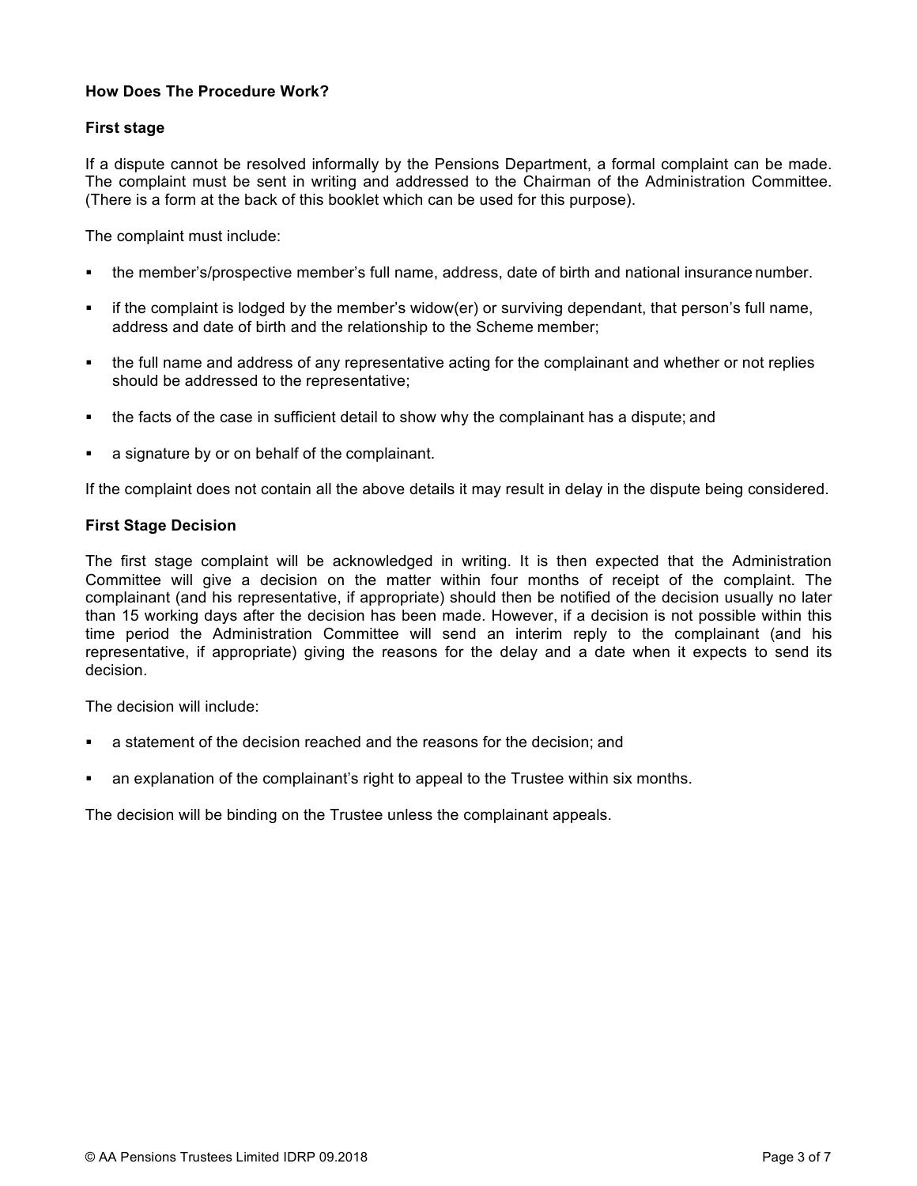## How Does The Procedure Work?

### First stage

If a dispute cannot be resolved informally by the Pensions Department, a formal complaint can be made. The complaint must be sent in writing and addressed to the Chairman of the Administration Committee. (There is a form at the back of this booklet which can be used for this purpose).

The complaint must include:

- the member's/prospective member's full name, address, date of birth and national insurance number.
- if the complaint is lodged by the member's widow(er) or surviving dependant, that person's full name, address and date of birth and the relationship to the Scheme member;
- the full name and address of any representative acting for the complainant and whether or not replies should be addressed to the representative;
- the facts of the case in sufficient detail to show why the complainant has a dispute; and
- a signature by or on behalf of the complainant.

If the complaint does not contain all the above details it may result in delay in the dispute being considered.

### First Stage Decision

The first stage complaint will be acknowledged in writing. It is then expected that the Administration Committee will give a decision on the matter within four months of receipt of the complaint. The complainant (and his representative, if appropriate) should then be notified of the decision usually no later than 15 working days after the decision has been made. However, if a decision is not possible within this time period the Administration Committee will send an interim reply to the complainant (and his representative, if appropriate) giving the reasons for the delay and a date when it expects to send its decision.

The decision will include:

- a statement of the decision reached and the reasons for the decision; and
- an explanation of the complainant's right to appeal to the Trustee within six months.

The decision will be binding on the Trustee unless the complainant appeals.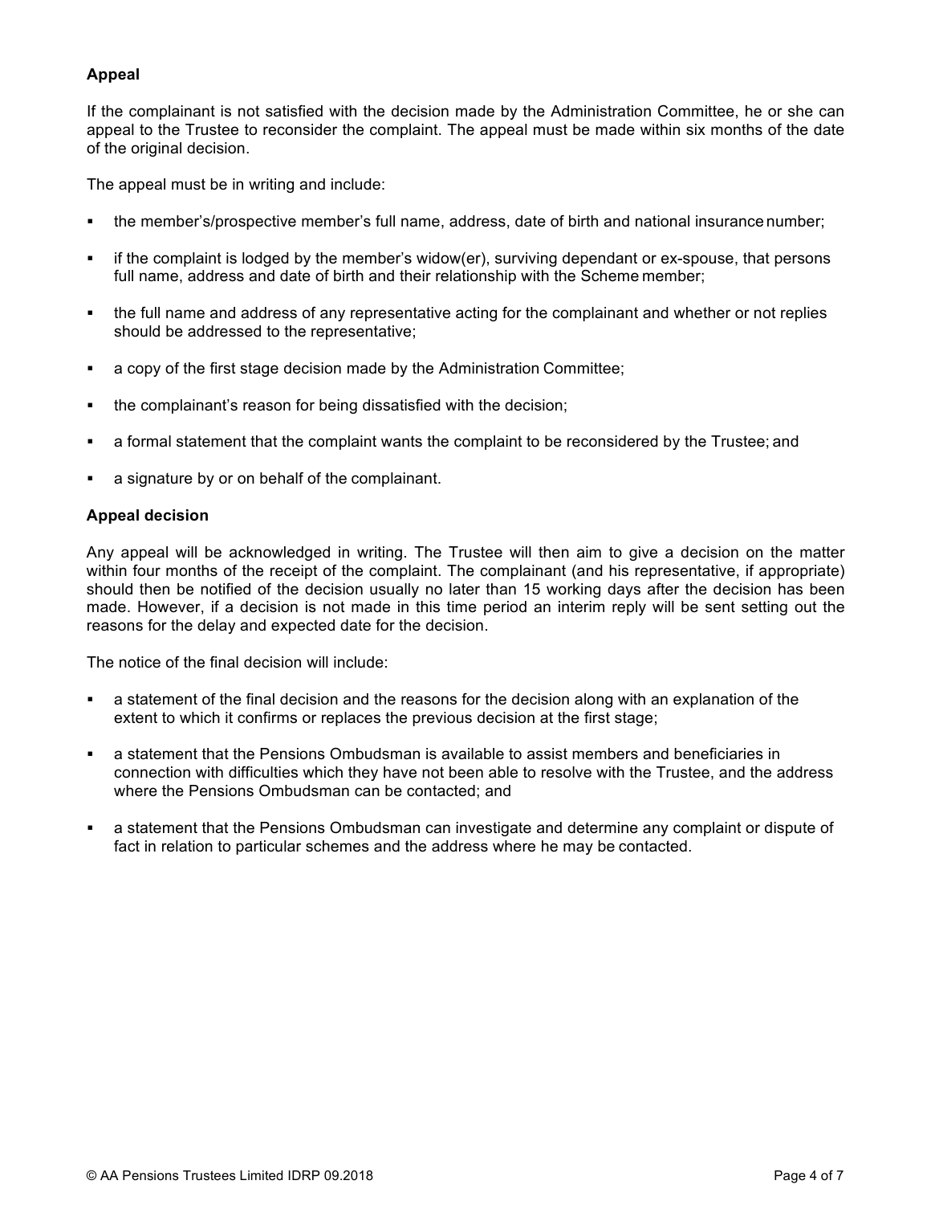**Appeal**

If the complainant is not satisfied with the decision made by the Administration Committee, he or she can appeal to the Trustee to reconsider the complaint. The appeal must be made within six months of the date of the original decision.

The appeal must be in writing and include:

- the member's/prospective member's full name, address, date of birth and national insurance number;
- if the complaint is lodged by the member's widow(er), surviving dependant or ex-spouse, that persons full name, address and date of birth and their relationship with the Scheme member;
- the full name and address of any representative acting for the complainant and whether or not replies should be addressed to the representative;
- a copy of the first stage decision made by the Administration Committee;
- the complainant's reason for being dissatisfied with the decision;
- a formal statement that the complaint wants the complaint to be reconsidered by the Trustee; and
- a signature by or on behalf of the complainant.

**Appeal decision**

Any appeal will be acknowledged in writing. The Trustee will then aim to give a decision on the matter within four months of the receipt of the complaint. The complainant (and his representative, if appropriate) should then be notified of the decision usually no later than 15 working days after the decision has been made. However, if a decision is not made in this time period an interim reply will be sent setting out the reasons for the delay and expected date for the decision.

The notice of the final decision will include:

- a statement of the final decision and the reasons for the decision along with an explanation of the extent to which it confirms or replaces the previous decision at the first stage;
- a statement that the Pensions Ombudsman is available to assist members and beneficiaries in connection with difficulties which they have not been able to resolve with the Trustee, and the address where the Pensions Ombudsman can be contacted; and
- a statement that the Pensions Ombudsman can investigate and determine any complaint or dispute of fact in relation to particular schemes and the address where he may be contacted.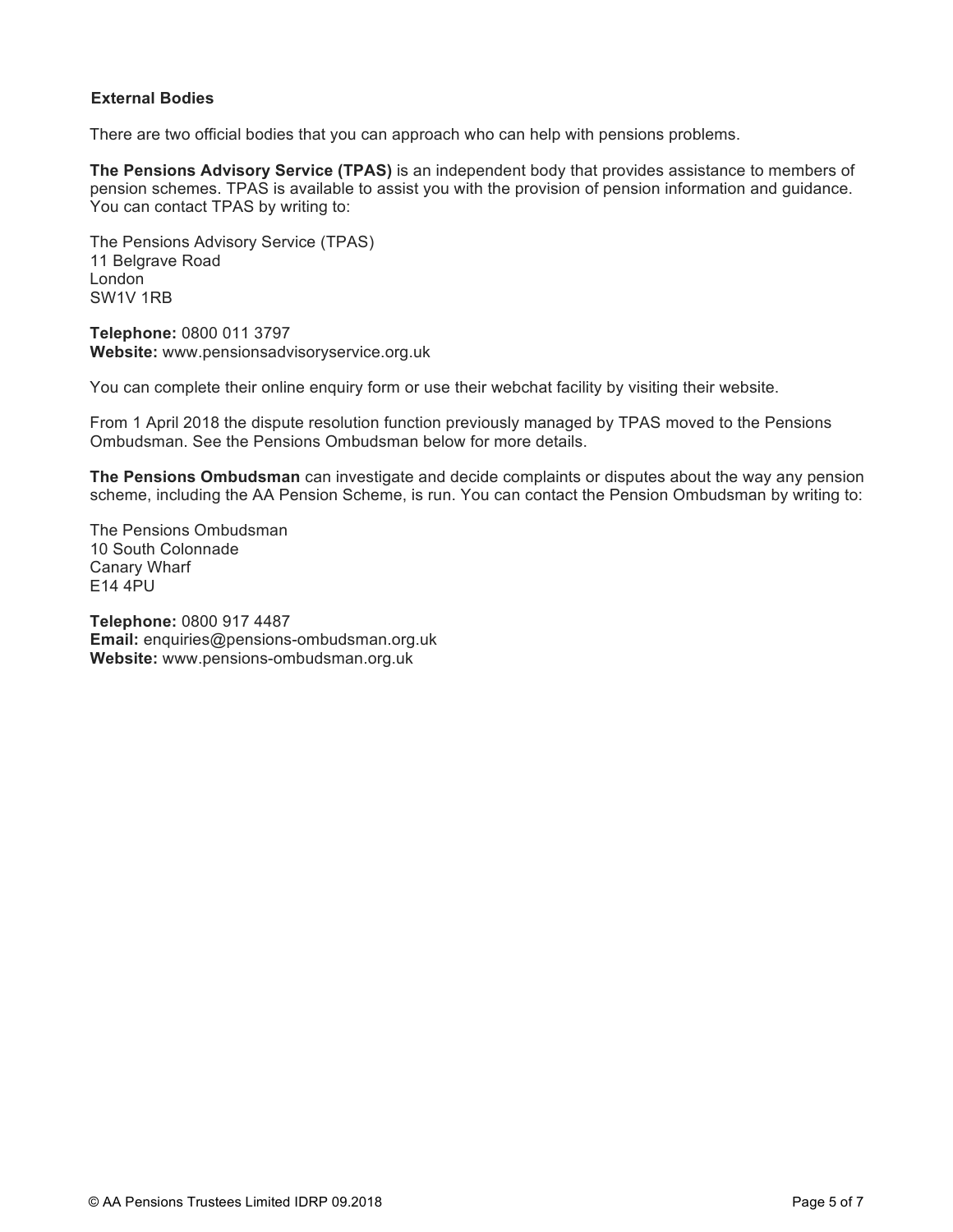### External Bodies

There are two official bodies that you can approach who can help with pensions problems.

**The Pensions Advisory Service (TPAS)** is an independent body that provides assistance to members of pension schemes. TPAS is available to assist you with the provision of pension information and guidance. You can contact TPAS by writing to:

The Pensions Advisory Service (TPAS)
11 Belgrave Road
London
SW1V 1RB

**Telephone:** 0800 011 3797
**Website:** www.pensionsadvisoryservice.org.uk

You can complete their online enquiry form or use their webchat facility by visiting their website.

From 1 April 2018 the dispute resolution function previously managed by TPAS moved to the Pensions Ombudsman. See the Pensions Ombudsman below for more details.

**The Pensions Ombudsman** can investigate and decide complaints or disputes about the way any pension scheme, including the AA Pension Scheme, is run. You can contact the Pension Ombudsman by writing to:

The Pensions Ombudsman
10 South Colonnade
Canary Wharf
E14 4PU

**Telephone:** 0800 917 4487
**Email:** enquiries@pensions-ombudsman.org.uk
**Website:** www.pensions-ombudsman.org.uk

© AA Pensions Trustees Limited IDRP 09.2018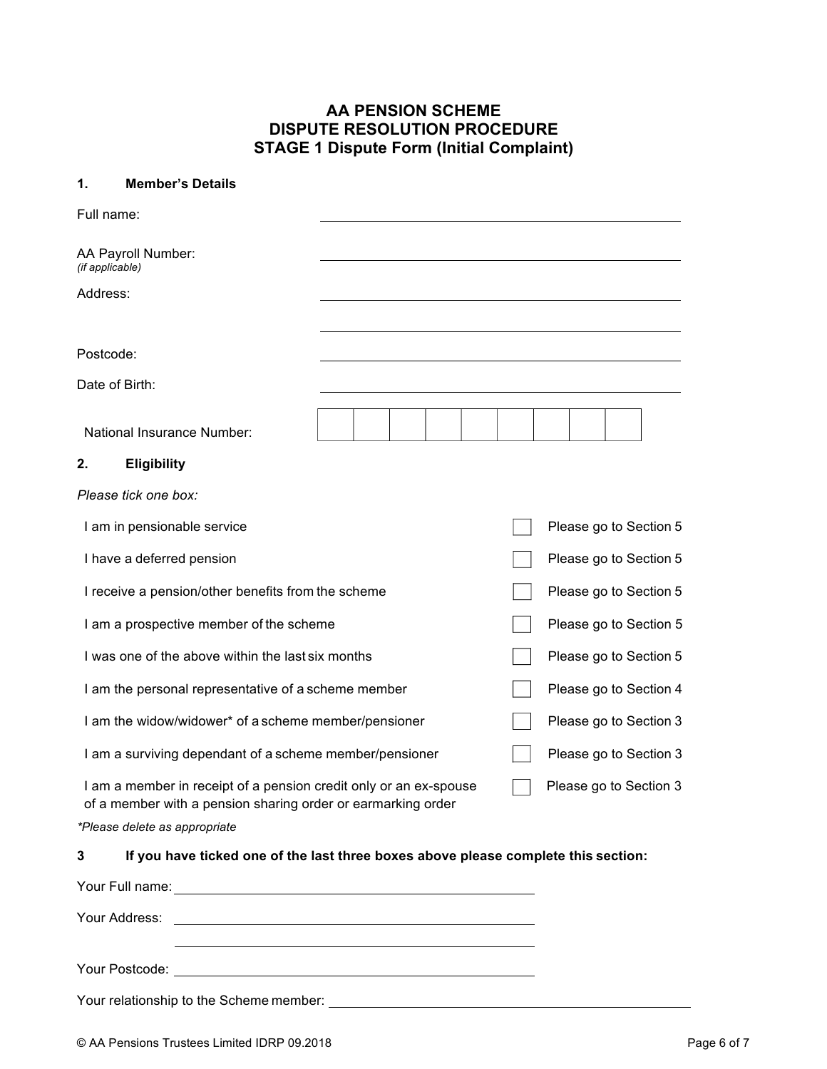# AA PENSION SCHEME
## DISPUTE RESOLUTION PROCEDURE
## STAGE 1 Dispute Form (Initial Complaint)

**1. Member's Details**

Full name: ______________________________

AA Payroll Number: ______________________________
*(if applicable)*

Address: ______________________________

______________________________

Postcode: ______________________________

Date of Birth: ______________________________

National Insurance Number: | | | | | | | | | |

**2. Eligibility**

*Please tick one box:*

| | | |
|---|---|---|
| I am in pensionable service | ☐ | Please go to Section 5 |
| I have a deferred pension | ☐ | Please go to Section 5 |
| I receive a pension/other benefits from the scheme | ☐ | Please go to Section 5 |
| I am a prospective member of the scheme | ☐ | Please go to Section 5 |
| I was one of the above within the last six months | ☐ | Please go to Section 5 |
| I am the personal representative of a scheme member | ☐ | Please go to Section 4 |
| I am the widow/widower* of a scheme member/pensioner | ☐ | Please go to Section 3 |
| I am a surviving dependant of a scheme member/pensioner | ☐ | Please go to Section 3 |
| I am a member in receipt of a pension credit only or an ex-spouse of a member with a pension sharing order or earmarking order | ☐ | Please go to Section 3 |

*\*Please delete as appropriate*

**3 If you have ticked one of the last three boxes above please complete this section:**

Your Full name: ______________________________

Your Address: ______________________________

______________________________

Your Postcode: ______________________________

Your relationship to the Scheme member: ______________________________

© AA Pensions Trustees Limited IDRP 09.2018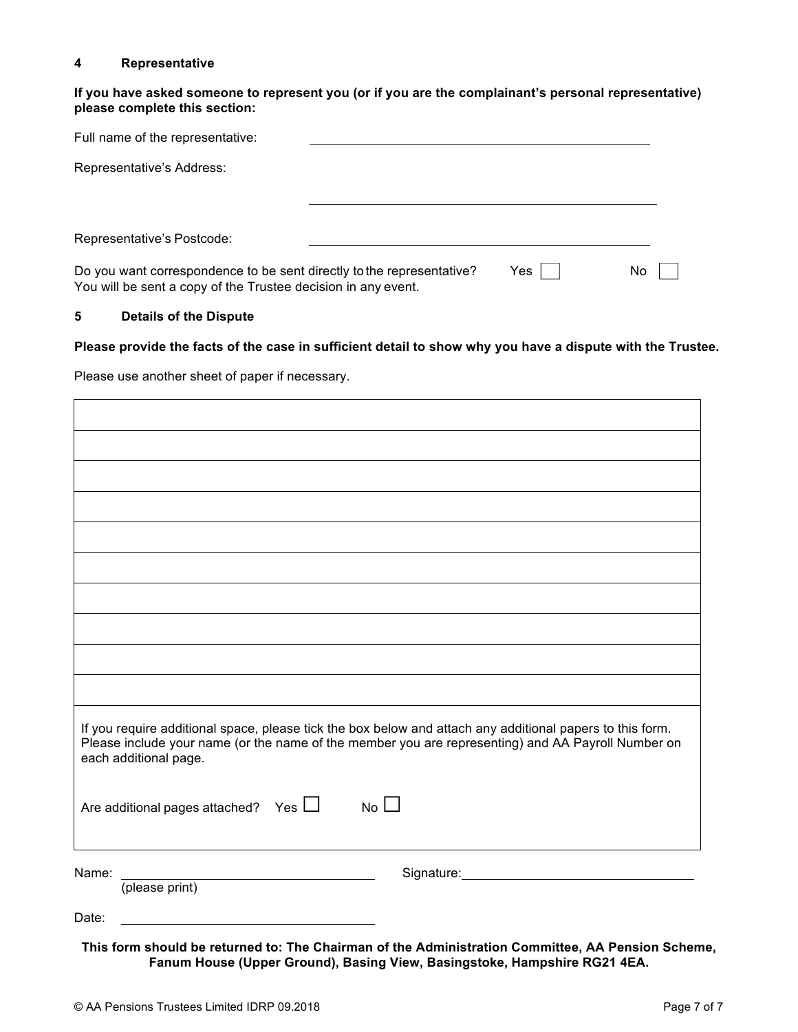## 4 Representative

**If you have asked someone to represent you (or if you are the complainant's personal representative) please complete this section:**

Full name of the representative: ______________________________

Representative's Address: ______________________________

Representative's Postcode: ______________________________

Do you want correspondence to be sent directly to the representative? Yes ☐ No ☐
You will be sent a copy of the Trustee decision in any event.

## 5 Details of the Dispute

**Please provide the facts of the case in sufficient detail to show why you have a dispute with the Trustee.**

Please use another sheet of paper if necessary.

| |
|---|
| |
| |
| |
| |
| |
| |
| |
| |
| |
| If you require additional space, please tick the box below and attach any additional papers to this form. Please include your name (or the name of the member you are representing) and AA Payroll Number on each additional page.<br><br>Are additional pages attached? Yes ☐ No ☐ |

Name: ______________________________ Signature: ______________________________
(please print)

Date: ______________________________

**This form should be returned to: The Chairman of the Administration Committee, AA Pension Scheme, Fanum House (Upper Ground), Basing View, Basingstoke, Hampshire RG21 4EA.**

© AA Pensions Trustees Limited IDRP 09.2018